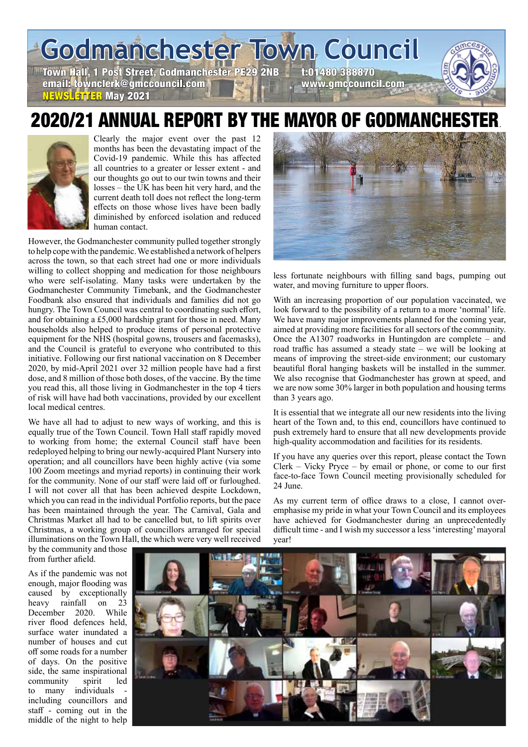# Godmanchester Town Council

Town Hall, 1 Post Street, Godmanchester PE29 2NB t:01480 388870
email: townclerk@gmccouncil.com www.gmccouncil.com
NEWSLETTER May 2021

## 2020/21 ANNUAL REPORT BY THE MAYOR OF GODMANCHESTER.

Clearly the major event over the past 12 months has been the devastating impact of the Covid-19 pandemic. While this has affected all countries to a greater or lesser extent - and our thoughts go out to our twin towns and their losses – the UK has been hit very hard, and the current death toll does not reflect the long-term effects on those whose lives have been badly diminished by enforced isolation and reduced human contact.

However, the Godmanchester community pulled together strongly to help cope with the pandemic. We established a network of helpers across the town, so that each street had one or more individuals willing to collect shopping and medication for those neighbours who were self-isolating. Many tasks were undertaken by the Godmanchester Community Timebank, and the Godmanchester Foodbank also ensured that individuals and families did not go hungry. The Town Council was central to coordinating such effort, and for obtaining a £5,000 hardship grant for those in need. Many households also helped to produce items of personal protective equipment for the NHS (hospital gowns, trousers and facemasks), and the Council is grateful to everyone who contributed to this initiative. Following our first national vaccination on 8 December 2020, by mid-April 2021 over 32 million people have had a first dose, and 8 million of those both doses, of the vaccine. By the time you read this, all those living in Godmanchester in the top 4 tiers of risk will have had both vaccinations, provided by our excellent local medical centres.

We have all had to adjust to new ways of working, and this is equally true of the Town Council. Town Hall staff rapidly moved to working from home; the external Council staff have been redeployed helping to bring our newly-acquired Plant Nursery into operation; and all councillors have been highly active (via some 100 Zoom meetings and myriad reports) in continuing their work for the community. None of our staff were laid off or furloughed. I will not cover all that has been achieved despite Lockdown, which you can read in the individual Portfolio reports, but the pace has been maintained through the year. The Carnival, Gala and Christmas Market all had to be cancelled but, to lift spirits over Christmas, a working group of councillors arranged for special illuminations on the Town Hall, the which were very well received by the community and those from further afield.

As if the pandemic was not enough, major flooding was caused by exceptionally heavy rainfall on 23 December 2020. While river flood defences held, surface water inundated a number of houses and cut off some roads for a number of days. On the positive side, the same inspirational community spirit led to many individuals - including councillors and staff - coming out in the middle of the night to help less fortunate neighbours with filling sand bags, pumping out water, and moving furniture to upper floors.

With an increasing proportion of our population vaccinated, we look forward to the possibility of a return to a more 'normal' life. We have many major improvements planned for the coming year, aimed at providing more facilities for all sectors of the community. Once the A1307 roadworks in Huntingdon are complete – and road traffic has assumed a steady state – we will be looking at means of improving the street-side environment; our customary beautiful floral hanging baskets will be installed in the summer. We also recognise that Godmanchester has grown at speed, and we are now some 30% larger in both population and housing terms than 3 years ago.

It is essential that we integrate all our new residents into the living heart of the Town and, to this end, councillors have continued to push extremely hard to ensure that all new developments provide high-quality accommodation and facilities for its residents.

If you have any queries over this report, please contact the Town Clerk – Vicky Pryce – by email or phone, or come to our first face-to-face Town Council meeting provisionally scheduled for 24 June.

As my current term of office draws to a close, I cannot over-emphasise my pride in what your Town Council and its employees have achieved for Godmanchester during an unprecedentedly difficult time - and I wish my successor a less 'interesting' mayoral year!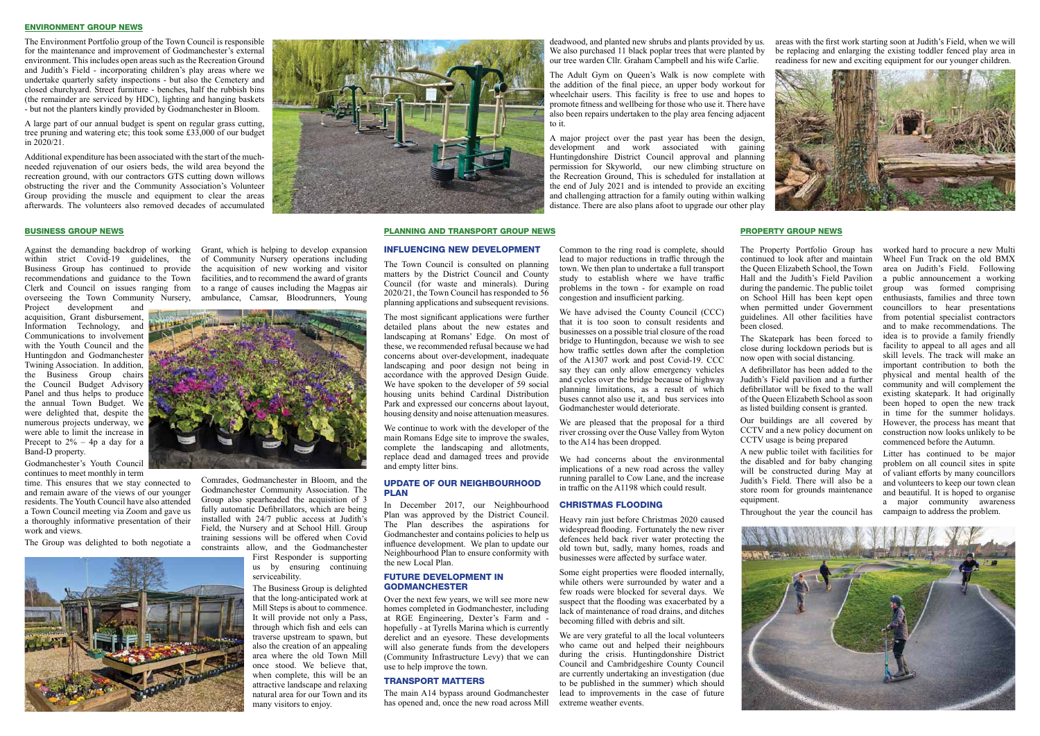## ENVIRONMENT GROUP NEWS

The Environment Portfolio group of the Town Council is responsible for the maintenance and improvement of Godmanchester's external environment. This includes open areas such as the Recreation Ground and Judith's Field - incorporating children's play areas where we undertake quarterly safety inspections - but also the Cemetery and closed churchyard. Street furniture - benches, half the rubbish bins (the remainder are serviced by HDC), lighting and hanging baskets - but not the planters kindly provided by Godmanchester in Bloom.

A large part of our annual budget is spent on regular grass cutting, tree pruning and watering etc; this took some £33,000 of our budget in 2020/21.

Additional expenditure has been associated with the start of the much-needed rejuvenation of our osiers beds, the wild area beyond the recreation ground, with our contractors GTS cutting down willows obstructing the river and the Community Association's Volunteer Group providing the muscle and equipment to clear the areas afterwards. The volunteers also removed decades of accumulated deadwood, and planted new shrubs and plants provided by us. We also purchased 11 black poplar trees that were planted by our tree warden Cllr. Graham Campbell and his wife Carlie.

The Adult Gym on Queen's Walk is now complete with the addition of the final piece, an upper body workout for wheelchair users. This facility is free to use and hopes to promote fitness and wellbeing for those who use it. There have also been repairs undertaken to the play area fencing adjacent to it.

A major project over the past year has been the design, development and work associated with gaining Huntingdonshire District Council approval and planning permission for Skyworld, our new climbing structure on the Recreation Ground, This is scheduled for installation at the end of July 2021 and is intended to provide an exciting and challenging attraction for a family outing within walking distance. There are also plans afoot to upgrade our other play areas with the first work starting soon at Judith's Field, when we will be replacing and enlarging the existing toddler fenced play area in readiness for new and exciting equipment for our younger children.

## BUSINESS GROUP NEWS

Against the demanding backdrop of working within strict Covid-19 guidelines, the Business Group has continued to provide recommendations and guidance to the Town Clerk and Council on issues ranging from overseeing the Town Community Nursery, Project development and acquisition, Grant disbursement, Information Technology, and Communications to involvement with the Youth Council and the Huntingdon and Godmanchester Twining Association. In addition, the Business Group chairs the Council Budget Advisory Panel and thus helps to produce the annual Town Budget. We were delighted that, despite the numerous projects underway, we were able to limit the increase in Precept to 2% – 4p a day for a Band-D property.

Godmanchester's Youth Council continues to meet monthly in term time. This ensures that we stay connected to and remain aware of the views of our younger residents. The Youth Council have also attended a Town Council meeting via Zoom and gave us a thoroughly informative presentation of their work and views.

The Group was delighted to both negotiate a Grant, which is helping to develop expansion of Community Nursery operations including the acquisition of new working and visitor facilities, and to recommend the award of grants to a range of causes including the Magpas air ambulance, Camsar, Bloodrunners, Young Comrades, Godmanchester in Bloom, and the Godmanchester Community Association. The Group also spearheaded the acquisition of 3 fully automatic Defibrillators, which are being installed with 24/7 public access at Judith's Field, the Nursery and at School Hill. Group training sessions will be offered when Covid constraints allow, and the Godmanchester First Responder is supporting us by ensuring continuing serviceability.

The Business Group is delighted that the long-anticipated work at Mill Steps is about to commence. It will provide not only a Pass, through which fish and eels can traverse upstream to spawn, but also the creation of an appealing area where the old Town Mill once stood. We believe that, when complete, this will be an attractive landscape and relaxing natural area for our Town and its many visitors to enjoy.

## PLANNING AND TRANSPORT GROUP NEWS

### INFLUENCING NEW DEVELOPMENT

The Town Council is consulted on planning matters by the District Council and County Council (for waste and minerals). During 2020/21, the Town Council has responded to 56 planning applications and subsequent revisions.

The most significant applications were further detailed plans about the new estates and landscaping at Romans' Edge. On most of these, we recommended refusal because we had concerns about over-development, inadequate landscaping and poor design not being in accordance with the approved Design Guide. We have spoken to the developer of 59 social housing units behind Cardinal Distribution Park and expressed our concerns about layout, housing density and noise attenuation measures.

We continue to work with the developer of the main Romans Edge site to improve the swales, complete the landscaping and allotments, replace dead and damaged trees and provide and empty litter bins.

### UPDATE OF OUR NEIGHBOURHOOD PLAN

In December 2017, our Neighbourhood Plan was approved by the District Council. The Plan describes the aspirations for Godmanchester and contains policies to help us influence development. We plan to update our Neighbourhood Plan to ensure conformity with the new Local Plan.

### FUTURE DEVELOPMENT IN GODMANCHESTER

Over the next few years, we will see more new homes completed in Godmanchester, including at RGE Engineering, Dexter's Farm and - hopefully - at Tyrells Marina which is currently derelict and an eyesore. These developments will also generate funds from the developers (Community Infrastructure Levy) that we can use to help improve the town.

### TRANSPORT MATTERS

The main A14 bypass around Godmanchester has opened and, once the new road across Mill Common to the ring road is complete, should lead to major reductions in traffic through the town. We then plan to undertake a full transport study to establish where we have traffic problems in the town - for example on road congestion and insufficient parking.

We have advised the County Council (CCC) that it is too soon to consult residents and businesses on a possible trial closure of the road bridge to Huntingdon, because we wish to see how traffic settles down after the completion of the A1307 work and post Covid-19. CCC say they can only allow emergency vehicles and cycles over the bridge because of highway planning limitations, as a result of which buses cannot also use it, and bus services into Godmanchester would deteriorate.

We are pleased that the proposal for a third river crossing over the Ouse Valley from Wyton to the A14 has been dropped.

We had concerns about the environmental implications of a new road across the valley running parallel to Cow Lane, and the increase in traffic on the A1198 which could result.

### CHRISTMAS FLOODING

Heavy rain just before Christmas 2020 caused widespread flooding. Fortunately the new river defences held back river water protecting the old town but, sadly, many homes, roads and businesses were affected by surface water.

Some eight properties were flooded internally, while others were surrounded by water and a few roads were blocked for several days. We suspect that the flooding was exacerbated by a lack of maintenance of road drains, and ditches becoming filled with debris and silt.

We are very grateful to all the local volunteers who came out and helped their neighbours during the crisis. Huntingdonshire District Council and Cambridgeshire County Council are currently undertaking an investigation (due to be published in the summer) which should lead to improvements in the case of future extreme weather events.

## PROPERTY GROUP NEWS

The Property Portfolio Group has continued to look after and maintain the Queen Elizabeth School, the Town Hall and the Judith's Field Pavilion during the pandemic. The public toilet on School Hill has been kept open when permitted under Government guidelines. All other facilities have been closed.

The Skatepark has been forced to close during lockdown periods but is now open with social distancing.

A defibrillator has been added to the Judith's Field pavilion and a further defibrillator will be fixed to the wall of the Queen Elizabeth School as soon as listed building consent is granted.

Our buildings are all covered by CCTV and a new policy document on CCTV usage is being prepared

A new public toilet with facilities for the disabled and for baby changing will be constructed during May at Judith's Field. There will also be a store room for grounds maintenance equipment.

Throughout the year the council has worked hard to procure a new Multi Wheel Fun Track on the old BMX area on Judith's Field. Following a public announcement a working group was formed comprising enthusiasts, families and three town councillors to hear presentations from potential specialist contractors and to make recommendations. The idea is to provide a family friendly facility to appeal to all ages and all skill levels. The track will make an important contribution to both the physical and mental health of the community and will complement the existing skatepark. It had originally been hoped to open the new track in time for the summer holidays. However, the process has meant that construction now looks unlikely to be commenced before the Autumn.

Litter has continued to be major problem on all council sites in spite of valiant efforts by many councillors and volunteers to keep our town clean and beautiful. It is hoped to organise a major community awareness campaign to address the problem.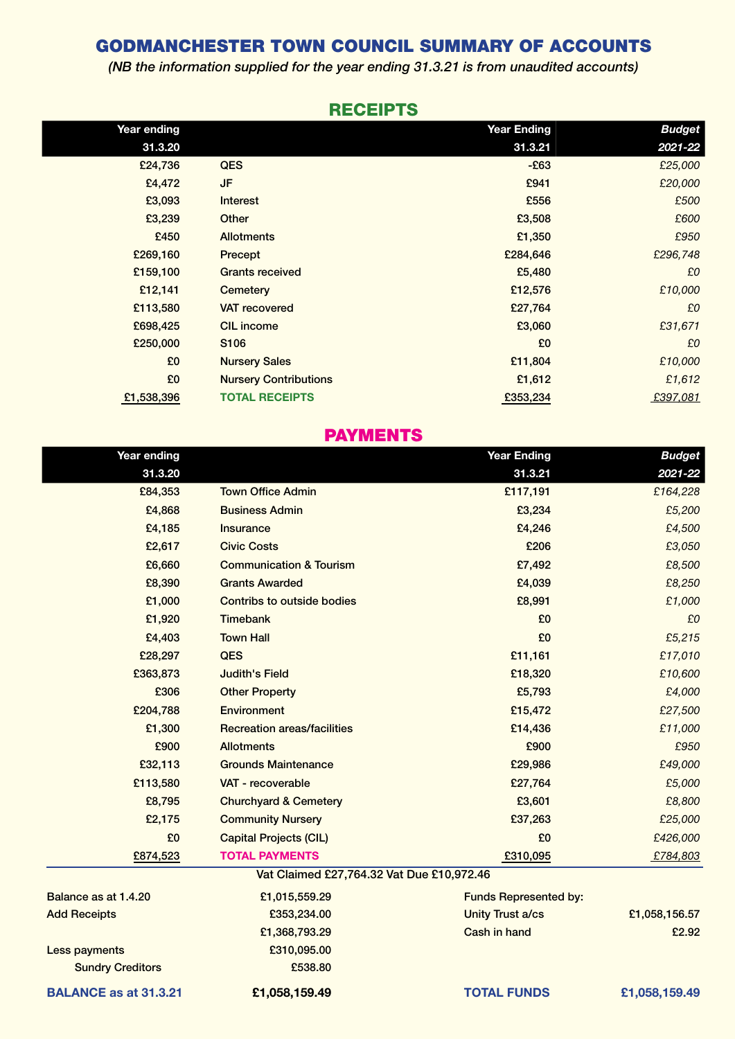# GODMANCHESTER TOWN COUNCIL SUMMARY OF ACCOUNTS

*(NB the information supplied for the year ending 31.3.21 is from unaudited accounts)*

## RECEIPTS

| Year ending 31.3.20 | | Year Ending 31.3.21 | *Budget 2021-22* |
|---|---|---|---|
| £24,736 | QES | -£63 | *£25,000* |
| £4,472 | JF | £941 | *£20,000* |
| £3,093 | Interest | £556 | *£500* |
| £3,239 | Other | £3,508 | *£600* |
| £450 | Allotments | £1,350 | *£950* |
| £269,160 | Precept | £284,646 | *£296,748* |
| £159,100 | Grants received | £5,480 | *£0* |
| £12,141 | Cemetery | £12,576 | *£10,000* |
| £113,580 | VAT recovered | £27,764 | *£0* |
| £698,425 | CIL income | £3,060 | *£31,671* |
| £250,000 | S106 | £0 | *£0* |
| £0 | Nursery Sales | £11,804 | *£10,000* |
| £0 | Nursery Contributions | £1,612 | *£1,612* |
| £1,538,396 | **TOTAL RECEIPTS** | £353,234 | *£397,081* |

## PAYMENTS

| Year ending 31.3.20 | | Year Ending 31.3.21 | *Budget 2021-22* |
|---|---|---|---|
| £84,353 | Town Office Admin | £117,191 | *£164,228* |
| £4,868 | Business Admin | £3,234 | *£5,200* |
| £4,185 | Insurance | £4,246 | *£4,500* |
| £2,617 | Civic Costs | £206 | *£3,050* |
| £6,660 | Communication & Tourism | £7,492 | *£8,500* |
| £8,390 | Grants Awarded | £4,039 | *£8,250* |
| £1,000 | Contribs to outside bodies | £8,991 | *£1,000* |
| £1,920 | Timebank | £0 | *£0* |
| £4,403 | Town Hall | £0 | *£5,215* |
| £28,297 | QES | £11,161 | *£17,010* |
| £363,873 | Judith's Field | £18,320 | *£10,600* |
| £306 | Other Property | £5,793 | *£4,000* |
| £204,788 | Environment | £15,472 | *£27,500* |
| £1,300 | Recreation areas/facilities | £14,436 | *£11,000* |
| £900 | Allotments | £900 | *£950* |
| £32,113 | Grounds Maintenance | £29,986 | *£49,000* |
| £113,580 | VAT - recoverable | £27,764 | *£5,000* |
| £8,795 | Churchyard & Cemetery | £3,601 | *£8,800* |
| £2,175 | Community Nursery | £37,263 | *£25,000* |
| £0 | Capital Projects (CIL) | £0 | *£426,000* |
| £874,523 | **TOTAL PAYMENTS** | £310,095 | *£784,803* |

Vat Claimed £27,764.32 Vat Due £10,972.46

| | | | |
|---|---|---|---|
| Balance as at 1.4.20 | £1,015,559.29 | Funds Represented by: | |
| Add Receipts | £353,234.00 | Unity Trust a/cs | £1,058,156.57 |
| | £1,368,793.29 | Cash in hand | £2.92 |
| Less payments | £310,095.00 | | |
| Sundry Creditors | £538.80 | | |
| **BALANCE as at 31.3.21** | **£1,058,159.49** | **TOTAL FUNDS** | **£1,058,159.49** |